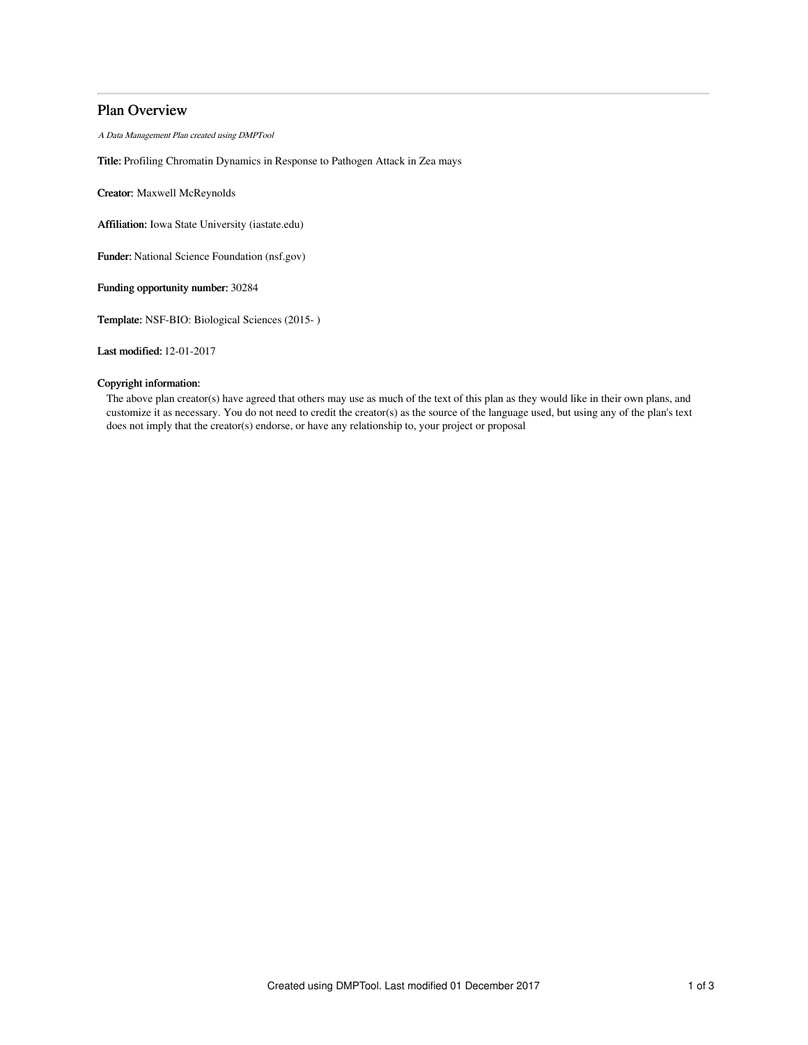# Plan Overview

*A Data Management Plan created using DMPTool*

**Title:** Profiling Chromatin Dynamics in Response to Pathogen Attack in Zea mays

**Creator:** Maxwell McReynolds

**Affiliation:** Iowa State University (iastate.edu)

**Funder:** National Science Foundation (nsf.gov)

**Funding opportunity number:** 30284

**Template:** NSF-BIO: Biological Sciences (2015- )

**Last modified:** 12-01-2017

**Copyright information:**

The above plan creator(s) have agreed that others may use as much of the text of this plan as they would like in their own plans, and customize it as necessary. You do not need to credit the creator(s) as the source of the language used, but using any of the plan's text does not imply that the creator(s) endorse, or have any relationship to, your project or proposal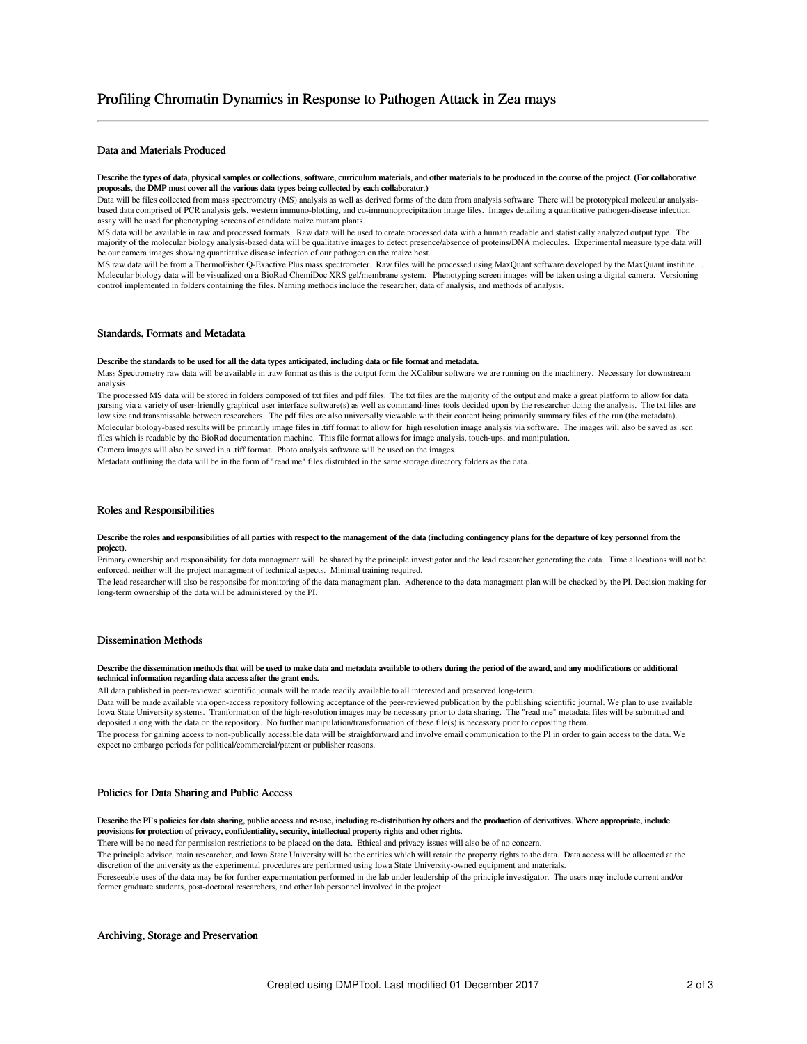# Profiling Chromatin Dynamics in Response to Pathogen Attack in Zea mays

## Data and Materials Produced

**Describe the types of data, physical samples or collections, software, curriculum materials, and other materials to be produced in the course of the project. (For collaborative proposals, the DMP must cover all the various data types being collected by each collaborator.)**

Data will be files collected from mass spectrometry (MS) analysis as well as derived forms of the data from analysis software There will be prototypical molecular analysis-based data comprised of PCR analysis gels, western immuno-blotting, and co-immunoprecipitation image files. Images detailing a quantitative pathogen-disease infection assay will be used for phenotyping screens of candidate maize mutant plants.

MS data will be available in raw and processed formats. Raw data will be used to create processed data with a human readable and statistically analyzed output type. The majority of the molecular biology analysis-based data will be qualitative images to detect presence/absence of proteins/DNA molecules. Experimental measure type data will be our camera images showing quantitative disease infection of our pathogen on the maize host.

MS raw data will be from a ThermoFisher Q-Exactive Plus mass spectrometer. Raw files will be processed using MaxQuant software developed by the MaxQuant institute. . Molecular biology data will be visualized on a BioRad ChemiDoc XRS gel/membrane system. Phenotyping screen images will be taken using a digital camera. Versioning control implemented in folders containing the files. Naming methods include the researcher, data of analysis, and methods of analysis.

## Standards, Formats and Metadata

**Describe the standards to be used for all the data types anticipated, including data or file format and metadata.**

Mass Spectrometry raw data will be available in .raw format as this is the output form the XCalibur software we are running on the machinery. Necessary for downstream analysis.

The processed MS data will be stored in folders composed of txt files and pdf files. The txt files are the majority of the output and make a great platform to allow for data parsing via a variety of user-friendly graphical user interface software(s) as well as command-lines tools decided upon by the researcher doing the analysis. The txt files are low size and transmissable between researchers. The pdf files are also universally viewable with their content being primarily summary files of the run (the metadata).

Molecular biology-based results will be primarily image files in .tiff format to allow for high resolution image analysis via software. The images will also be saved as .scn files which is readable by the BioRad documentation machine. This file format allows for image analysis, touch-ups, and manipulation.

Camera images will also be saved in a .tiff format. Photo analysis software will be used on the images.

Metadata outlining the data will be in the form of "read me" files distrubted in the same storage directory folders as the data.

## Roles and Responsibilities

**Describe the roles and responsibilities of all parties with respect to the management of the data (including contingency plans for the departure of key personnel from the project).**

Primary ownership and responsibility for data managment will be shared by the principle investigator and the lead researcher generating the data. Time allocations will not be enforced, neither will the project managment of technical aspects. Minimal training required.

The lead researcher will also be responsibe for monitoring of the data managment plan. Adherence to the data managment plan will be checked by the PI. Decision making for long-term ownership of the data will be administered by the PI.

## Dissemination Methods

**Describe the dissemination methods that will be used to make data and metadata available to others during the period of the award, and any modifications or additional technical information regarding data access after the grant ends.**

All data published in peer-reviewed scientific jounals will be made readily available to all interested and preserved long-term.

Data will be made available via open-access repository following acceptance of the peer-reviewed publication by the publishing scientific journal. We plan to use available Iowa State University systems. Tranformation of the high-resolution images may be necessary prior to data sharing. The "read me" metadata files will be submitted and deposited along with the data on the repository. No further manipulation/transformation of these file(s) is necessary prior to depositing them.

The process for gaining access to non-publically accessible data will be straighforward and involve email communication to the PI in order to gain access to the data. We expect no embargo periods for political/commercial/patent or publisher reasons.

## Policies for Data Sharing and Public Access

**Describe the PI's policies for data sharing, public access and re-use, including re-distribution by others and the production of derivatives. Where appropriate, include provisions for protection of privacy, confidentiality, security, intellectual property rights and other rights.**

There will be no need for permission restrictions to be placed on the data. Ethical and privacy issues will also be of no concern.

The principle advisor, main researcher, and Iowa State University will be the entities which will retain the property rights to the data. Data access will be allocated at the discretion of the university as the experimental procedures are performed using Iowa State University-owned equipment and materials.

Foreseeable uses of the data may be for further expermentation performed in the lab under leadership of the principle investigator. The users may include current and/or former graduate students, post-doctoral researchers, and other lab personnel involved in the project.

## Archiving, Storage and Preservation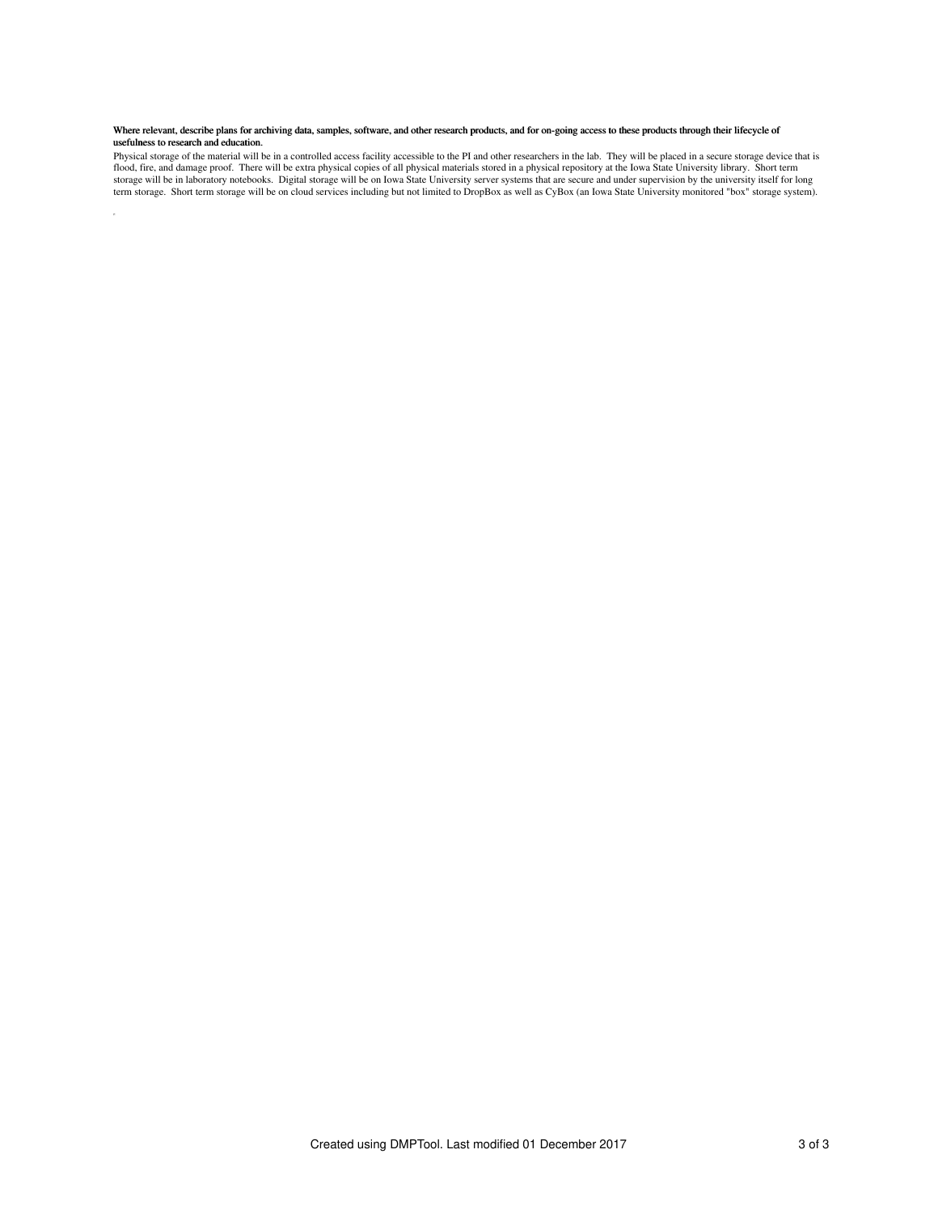**Where relevant, describe plans for archiving data, samples, software, and other research products, and for on-going access to these products through their lifecycle of usefulness to research and education.**

Physical storage of the material will be in a controlled access facility accessible to the PI and other researchers in the lab. They will be placed in a secure storage device that is flood, fire, and damage proof. There will be extra physical copies of all physical materials stored in a physical repository at the Iowa State University library. Short term storage will be in laboratory notebooks. Digital storage will be on Iowa State University server systems that are secure and under supervision by the university itself for long term storage. Short term storage will be on cloud services including but not limited to DropBox as well as CyBox (an Iowa State University monitored "box" storage system).

Created using DMPTool. Last modified 01 December 2017